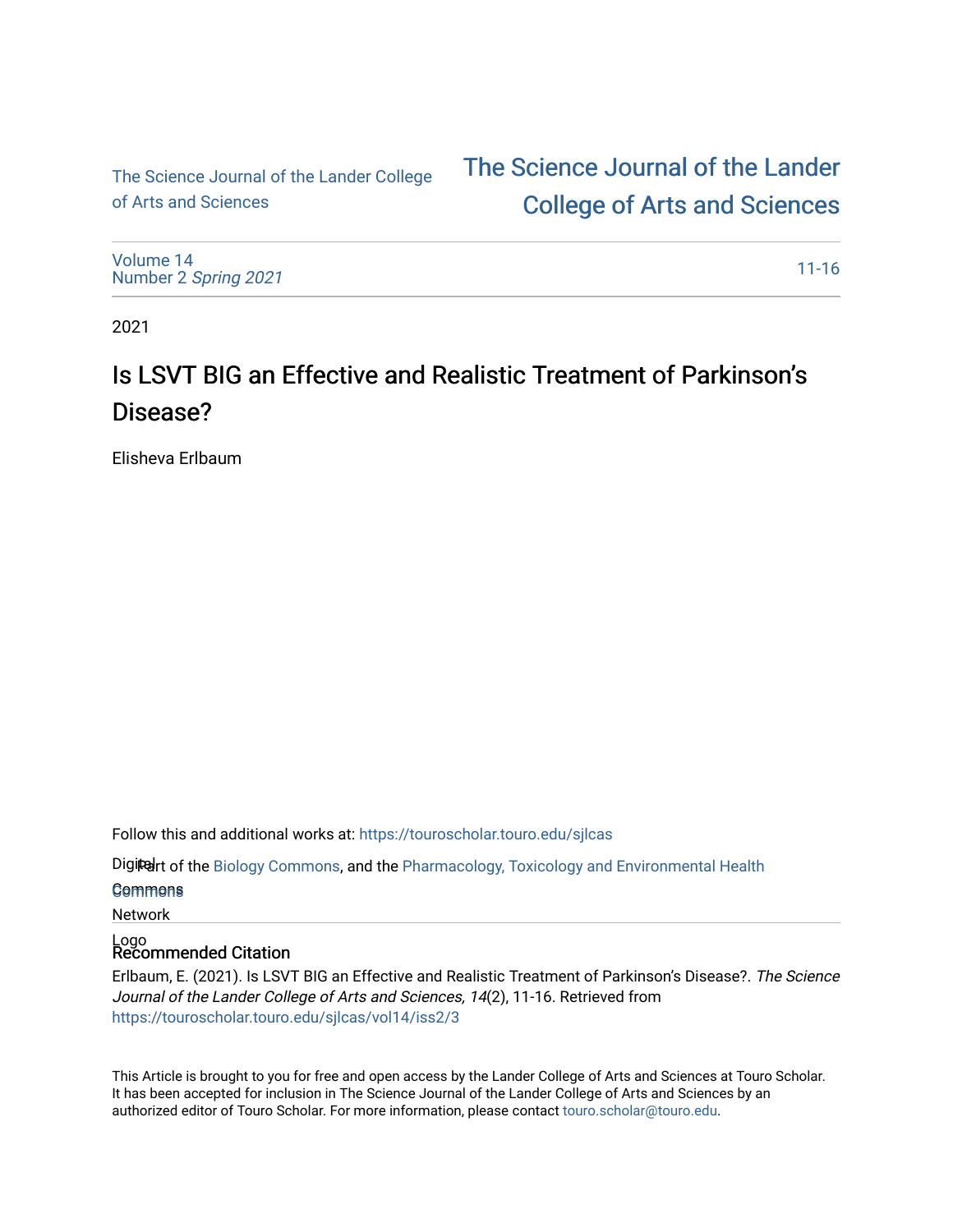The Science Journal of the Lander College of Arts and Sciences

# The Science Journal of the Lander College of Arts and Sciences

Volume 14
Number 2 *Spring 2021*

11-16

2021

# Is LSVT BIG an Effective and Realistic Treatment of Parkinson's Disease?

Elisheva Erlbaum

Follow this and additional works at: https://touroscholar.touro.edu/sjlcas

Part of the Biology Commons, and the Pharmacology, Toxicology and Environmental Health Commons

## Recommended Citation

Erlbaum, E. (2021). Is LSVT BIG an Effective and Realistic Treatment of Parkinson's Disease?. *The Science Journal of the Lander College of Arts and Sciences, 14*(2), 11-16. Retrieved from https://touroscholar.touro.edu/sjlcas/vol14/iss2/3

This Article is brought to you for free and open access by the Lander College of Arts and Sciences at Touro Scholar. It has been accepted for inclusion in The Science Journal of the Lander College of Arts and Sciences by an authorized editor of Touro Scholar. For more information, please contact touro.scholar@touro.edu.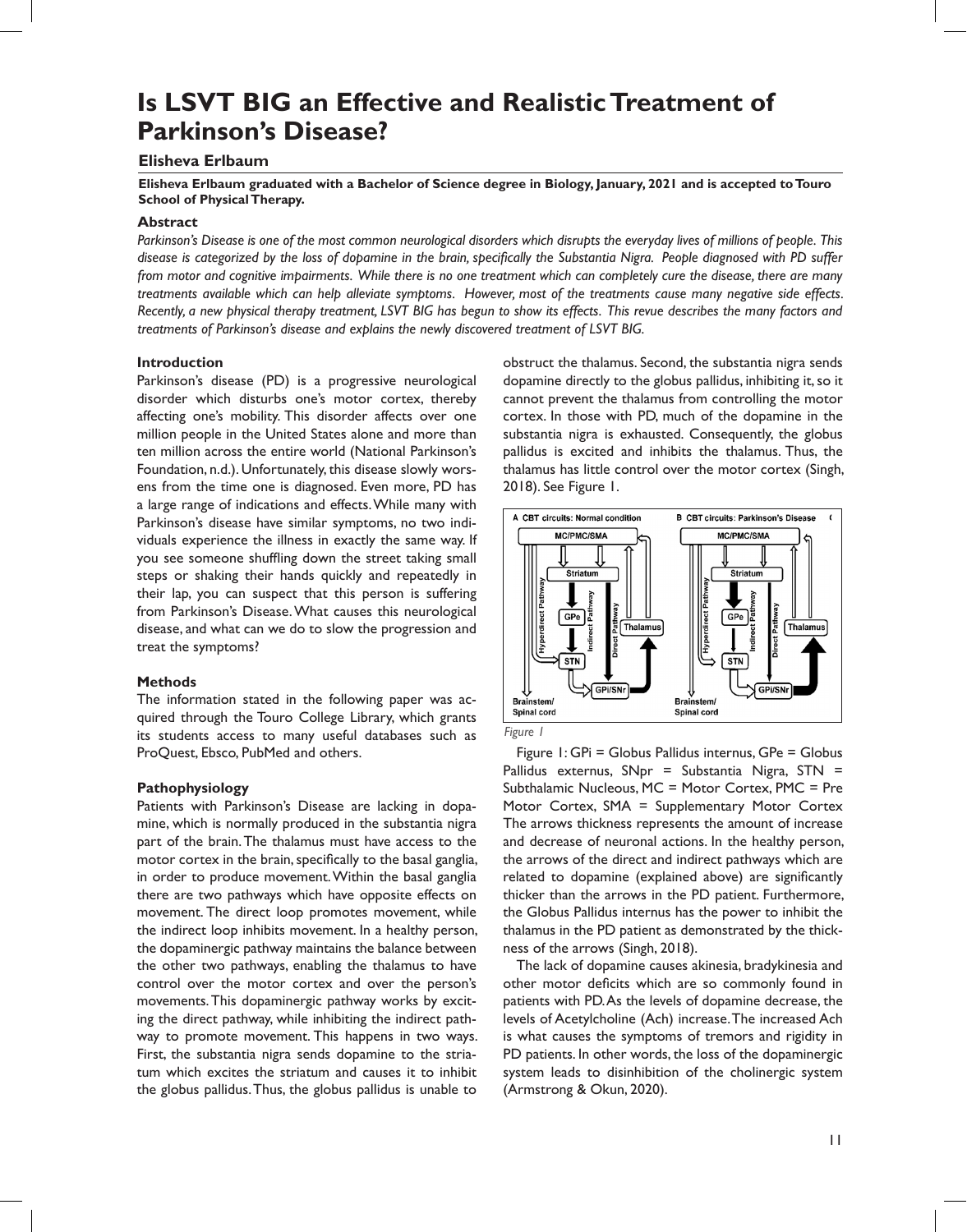# Is LSVT BIG an Effective and Realistic Treatment of Parkinson's Disease?

## Elisheva Erlbaum

**Elisheva Erlbaum graduated with a Bachelor of Science degree in Biology, January, 2021 and is accepted to Touro School of Physical Therapy.**

### Abstract

*Parkinson's Disease is one of the most common neurological disorders which disrupts the everyday lives of millions of people. This disease is categorized by the loss of dopamine in the brain, specifically the Substantia Nigra. People diagnosed with PD suffer from motor and cognitive impairments. While there is no one treatment which can completely cure the disease, there are many treatments available which can help alleviate symptoms. However, most of the treatments cause many negative side effects. Recently, a new physical therapy treatment, LSVT BIG has begun to show its effects. This revue describes the many factors and treatments of Parkinson's disease and explains the newly discovered treatment of LSVT BIG.*

### Introduction

Parkinson's disease (PD) is a progressive neurological disorder which disturbs one's motor cortex, thereby affecting one's mobility. This disorder affects over one million people in the United States alone and more than ten million across the entire world (National Parkinson's Foundation, n.d.). Unfortunately, this disease slowly worsens from the time one is diagnosed. Even more, PD has a large range of indications and effects. While many with Parkinson's disease have similar symptoms, no two individuals experience the illness in exactly the same way. If you see someone shuffling down the street taking small steps or shaking their hands quickly and repeatedly in their lap, you can suspect that this person is suffering from Parkinson's Disease. What causes this neurological disease, and what can we do to slow the progression and treat the symptoms?

### Methods

The information stated in the following paper was acquired through the Touro College Library, which grants its students access to many useful databases such as ProQuest, Ebsco, PubMed and others.

### Pathophysiology

Patients with Parkinson's Disease are lacking in dopamine, which is normally produced in the substantia nigra part of the brain. The thalamus must have access to the motor cortex in the brain, specifically to the basal ganglia, in order to produce movement. Within the basal ganglia there are two pathways which have opposite effects on movement. The direct loop promotes movement, while the indirect loop inhibits movement. In a healthy person, the dopaminergic pathway maintains the balance between the other two pathways, enabling the thalamus to have control over the motor cortex and over the person's movements. This dopaminergic pathway works by exciting the direct pathway, while inhibiting the indirect pathway to promote movement. This happens in two ways. First, the substantia nigra sends dopamine to the striatum which excites the striatum and causes it to inhibit the globus pallidus. Thus, the globus pallidus is unable to obstruct the thalamus. Second, the substantia nigra sends dopamine directly to the globus pallidus, inhibiting it, so it cannot prevent the thalamus from controlling the motor cortex. In those with PD, much of the dopamine in the substantia nigra is exhausted. Consequently, the globus pallidus is excited and inhibits the thalamus. Thus, the thalamus has little control over the motor cortex (Singh, 2018). See Figure 1.

*Figure 1*

Figure 1: GPi = Globus Pallidus internus, GPe = Globus Pallidus externus, SNpr = Substantia Nigra, STN = Subthalamic Nucleous, MC = Motor Cortex, PMC = Pre Motor Cortex, SMA = Supplementary Motor Cortex The arrows thickness represents the amount of increase and decrease of neuronal actions. In the healthy person, the arrows of the direct and indirect pathways which are related to dopamine (explained above) are significantly thicker than the arrows in the PD patient. Furthermore, the Globus Pallidus internus has the power to inhibit the thalamus in the PD patient as demonstrated by the thickness of the arrows (Singh, 2018).

The lack of dopamine causes akinesia, bradykinesia and other motor deficits which are so commonly found in patients with PD. As the levels of dopamine decrease, the levels of Acetylcholine (Ach) increase. The increased Ach is what causes the symptoms of tremors and rigidity in PD patients. In other words, the loss of the dopaminergic system leads to disinhibition of the cholinergic system (Armstrong & Okun, 2020).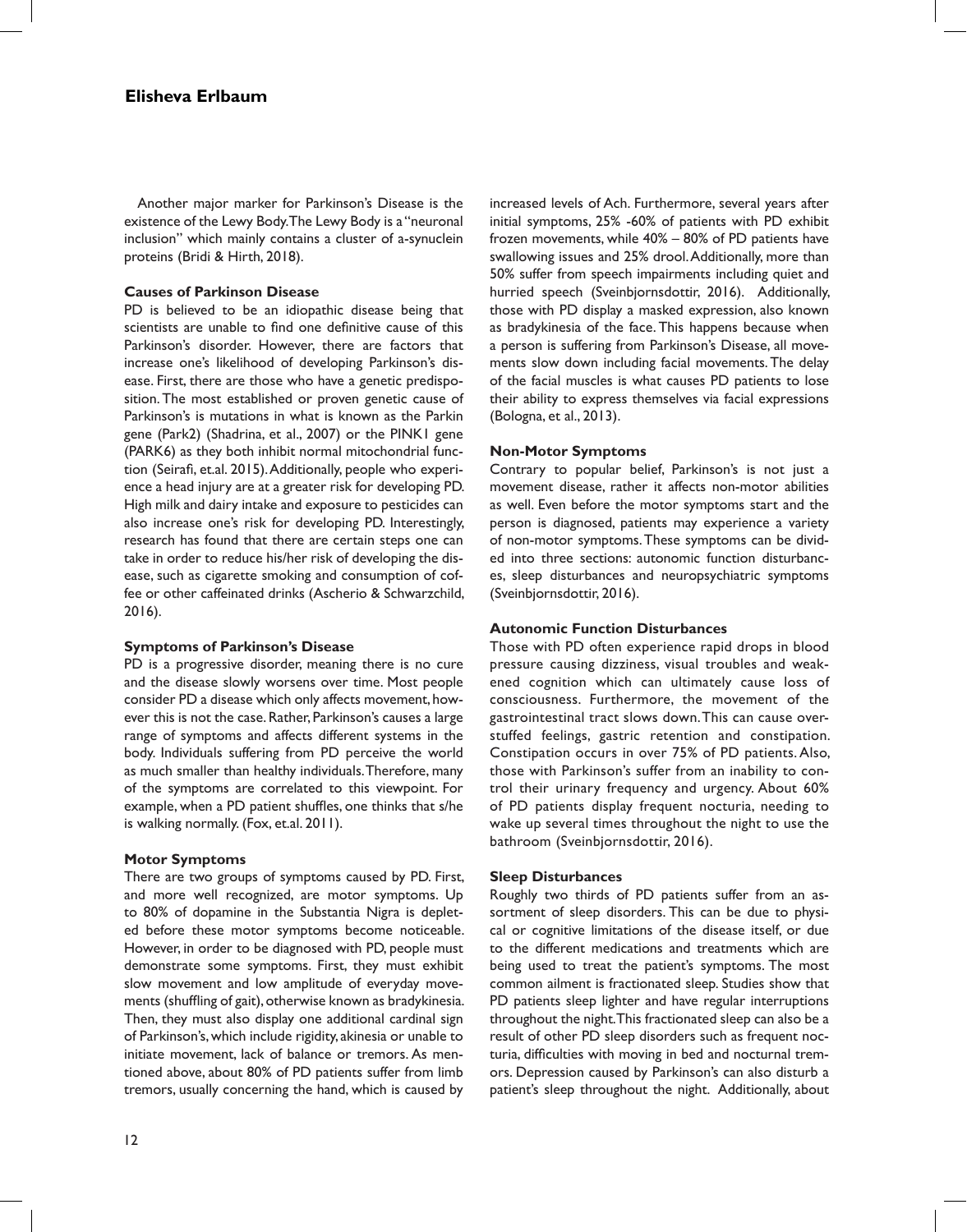Another major marker for Parkinson's Disease is the existence of the Lewy Body. The Lewy Body is a "neuronal inclusion" which mainly contains a cluster of a-synuclein proteins (Bridi & Hirth, 2018).

### Causes of Parkinson Disease

PD is believed to be an idiopathic disease being that scientists are unable to find one definitive cause of this Parkinson's disorder. However, there are factors that increase one's likelihood of developing Parkinson's disease. First, there are those who have a genetic predisposition. The most established or proven genetic cause of Parkinson's is mutations in what is known as the Parkin gene (Park2) (Shadrina, et al., 2007) or the PINK1 gene (PARK6) as they both inhibit normal mitochondrial function (Seirafi, et.al. 2015). Additionally, people who experience a head injury are at a greater risk for developing PD. High milk and dairy intake and exposure to pesticides can also increase one's risk for developing PD. Interestingly, research has found that there are certain steps one can take in order to reduce his/her risk of developing the disease, such as cigarette smoking and consumption of coffee or other caffeinated drinks (Ascherio & Schwarzchild, 2016).

### Symptoms of Parkinson's Disease

PD is a progressive disorder, meaning there is no cure and the disease slowly worsens over time. Most people consider PD a disease which only affects movement, however this is not the case. Rather, Parkinson's causes a large range of symptoms and affects different systems in the body. Individuals suffering from PD perceive the world as much smaller than healthy individuals. Therefore, many of the symptoms are correlated to this viewpoint. For example, when a PD patient shuffles, one thinks that s/he is walking normally. (Fox, et.al. 2011).

### Motor Symptoms

There are two groups of symptoms caused by PD. First, and more well recognized, are motor symptoms. Up to 80% of dopamine in the Substantia Nigra is depleted before these motor symptoms become noticeable. However, in order to be diagnosed with PD, people must demonstrate some symptoms. First, they must exhibit slow movement and low amplitude of everyday movements (shuffling of gait), otherwise known as bradykinesia. Then, they must also display one additional cardinal sign of Parkinson's, which include rigidity, akinesia or unable to initiate movement, lack of balance or tremors. As mentioned above, about 80% of PD patients suffer from limb tremors, usually concerning the hand, which is caused by increased levels of Ach. Furthermore, several years after initial symptoms, 25% -60% of patients with PD exhibit frozen movements, while 40% – 80% of PD patients have swallowing issues and 25% drool. Additionally, more than 50% suffer from speech impairments including quiet and hurried speech (Sveinbjornsdottir, 2016). Additionally, those with PD display a masked expression, also known as bradykinesia of the face. This happens because when a person is suffering from Parkinson's Disease, all movements slow down including facial movements. The delay of the facial muscles is what causes PD patients to lose their ability to express themselves via facial expressions (Bologna, et al., 2013).

### Non-Motor Symptoms

Contrary to popular belief, Parkinson's is not just a movement disease, rather it affects non-motor abilities as well. Even before the motor symptoms start and the person is diagnosed, patients may experience a variety of non-motor symptoms. These symptoms can be divided into three sections: autonomic function disturbances, sleep disturbances and neuropsychiatric symptoms (Sveinbjornsdottir, 2016).

### Autonomic Function Disturbances

Those with PD often experience rapid drops in blood pressure causing dizziness, visual troubles and weakened cognition which can ultimately cause loss of consciousness. Furthermore, the movement of the gastrointestinal tract slows down. This can cause overstuffed feelings, gastric retention and constipation. Constipation occurs in over 75% of PD patients. Also, those with Parkinson's suffer from an inability to control their urinary frequency and urgency. About 60% of PD patients display frequent nocturia, needing to wake up several times throughout the night to use the bathroom (Sveinbjornsdottir, 2016).

### Sleep Disturbances

Roughly two thirds of PD patients suffer from an assortment of sleep disorders. This can be due to physical or cognitive limitations of the disease itself, or due to the different medications and treatments which are being used to treat the patient's symptoms. The most common ailment is fractionated sleep. Studies show that PD patients sleep lighter and have regular interruptions throughout the night. This fractionated sleep can also be a result of other PD sleep disorders such as frequent nocturia, difficulties with moving in bed and nocturnal tremors. Depression caused by Parkinson's can also disturb a patient's sleep throughout the night. Additionally, about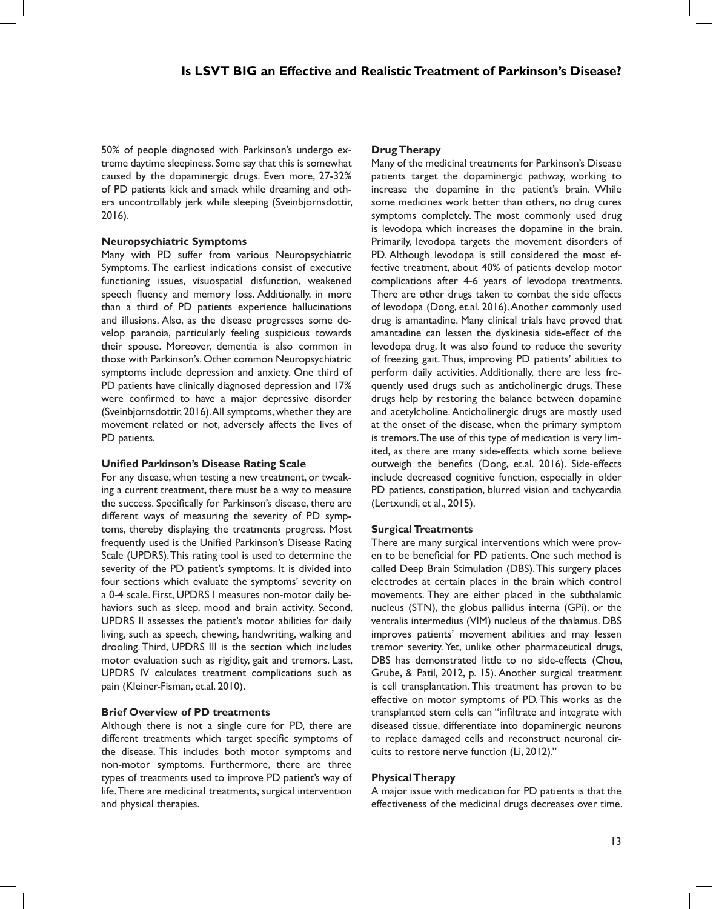50% of people diagnosed with Parkinson's undergo extreme daytime sleepiness. Some say that this is somewhat caused by the dopaminergic drugs. Even more, 27-32% of PD patients kick and smack while dreaming and others uncontrollably jerk while sleeping (Sveinbjornsdottir, 2016).

**Neuropsychiatric Symptoms**

Many with PD suffer from various Neuropsychiatric Symptoms. The earliest indications consist of executive functioning issues, visuospatial disfunction, weakened speech fluency and memory loss. Additionally, in more than a third of PD patients experience hallucinations and illusions. Also, as the disease progresses some develop paranoia, particularly feeling suspicious towards their spouse. Moreover, dementia is also common in those with Parkinson's. Other common Neuropsychiatric symptoms include depression and anxiety. One third of PD patients have clinically diagnosed depression and 17% were confirmed to have a major depressive disorder (Sveinbjornsdottir, 2016). All symptoms, whether they are movement related or not, adversely affects the lives of PD patients.

**Unified Parkinson's Disease Rating Scale**

For any disease, when testing a new treatment, or tweaking a current treatment, there must be a way to measure the success. Specifically for Parkinson's disease, there are different ways of measuring the severity of PD symptoms, thereby displaying the treatments progress. Most frequently used is the Unified Parkinson's Disease Rating Scale (UPDRS). This rating tool is used to determine the severity of the PD patient's symptoms. It is divided into four sections which evaluate the symptoms' severity on a 0-4 scale. First, UPDRS I measures non-motor daily behaviors such as sleep, mood and brain activity. Second, UPDRS II assesses the patient's motor abilities for daily living, such as speech, chewing, handwriting, walking and drooling. Third, UPDRS III is the section which includes motor evaluation such as rigidity, gait and tremors. Last, UPDRS IV calculates treatment complications such as pain (Kleiner-Fisman, et.al. 2010).

**Brief Overview of PD treatments**

Although there is not a single cure for PD, there are different treatments which target specific symptoms of the disease. This includes both motor symptoms and non-motor symptoms. Furthermore, there are three types of treatments used to improve PD patient's way of life. There are medicinal treatments, surgical intervention and physical therapies.

**Drug Therapy**

Many of the medicinal treatments for Parkinson's Disease patients target the dopaminergic pathway, working to increase the dopamine in the patient's brain. While some medicines work better than others, no drug cures symptoms completely. The most commonly used drug is levodopa which increases the dopamine in the brain. Primarily, levodopa targets the movement disorders of PD. Although levodopa is still considered the most effective treatment, about 40% of patients develop motor complications after 4-6 years of levodopa treatments. There are other drugs taken to combat the side effects of levodopa (Dong, et.al. 2016). Another commonly used drug is amantadine. Many clinical trials have proved that amantadine can lessen the dyskinesia side-effect of the levodopa drug. It was also found to reduce the severity of freezing gait. Thus, improving PD patients' abilities to perform daily activities. Additionally, there are less frequently used drugs such as anticholinergic drugs. These drugs help by restoring the balance between dopamine and acetylcholine. Anticholinergic drugs are mostly used at the onset of the disease, when the primary symptom is tremors. The use of this type of medication is very limited, as there are many side-effects which some believe outweigh the benefits (Dong, et.al. 2016). Side-effects include decreased cognitive function, especially in older PD patients, constipation, blurred vision and tachycardia (Lertxundi, et al., 2015).

**Surgical Treatments**

There are many surgical interventions which were proven to be beneficial for PD patients. One such method is called Deep Brain Stimulation (DBS). This surgery places electrodes at certain places in the brain which control movements. They are either placed in the subthalamic nucleus (STN), the globus pallidus interna (GPi), or the ventralis intermedius (VIM) nucleus of the thalamus. DBS improves patients' movement abilities and may lessen tremor severity. Yet, unlike other pharmaceutical drugs, DBS has demonstrated little to no side-effects (Chou, Grube, & Patil, 2012, p. 15). Another surgical treatment is cell transplantation. This treatment has proven to be effective on motor symptoms of PD. This works as the transplanted stem cells can "infiltrate and integrate with diseased tissue, differentiate into dopaminergic neurons to replace damaged cells and reconstruct neuronal circuits to restore nerve function (Li, 2012)."

**Physical Therapy**

A major issue with medication for PD patients is that the effectiveness of the medicinal drugs decreases over time.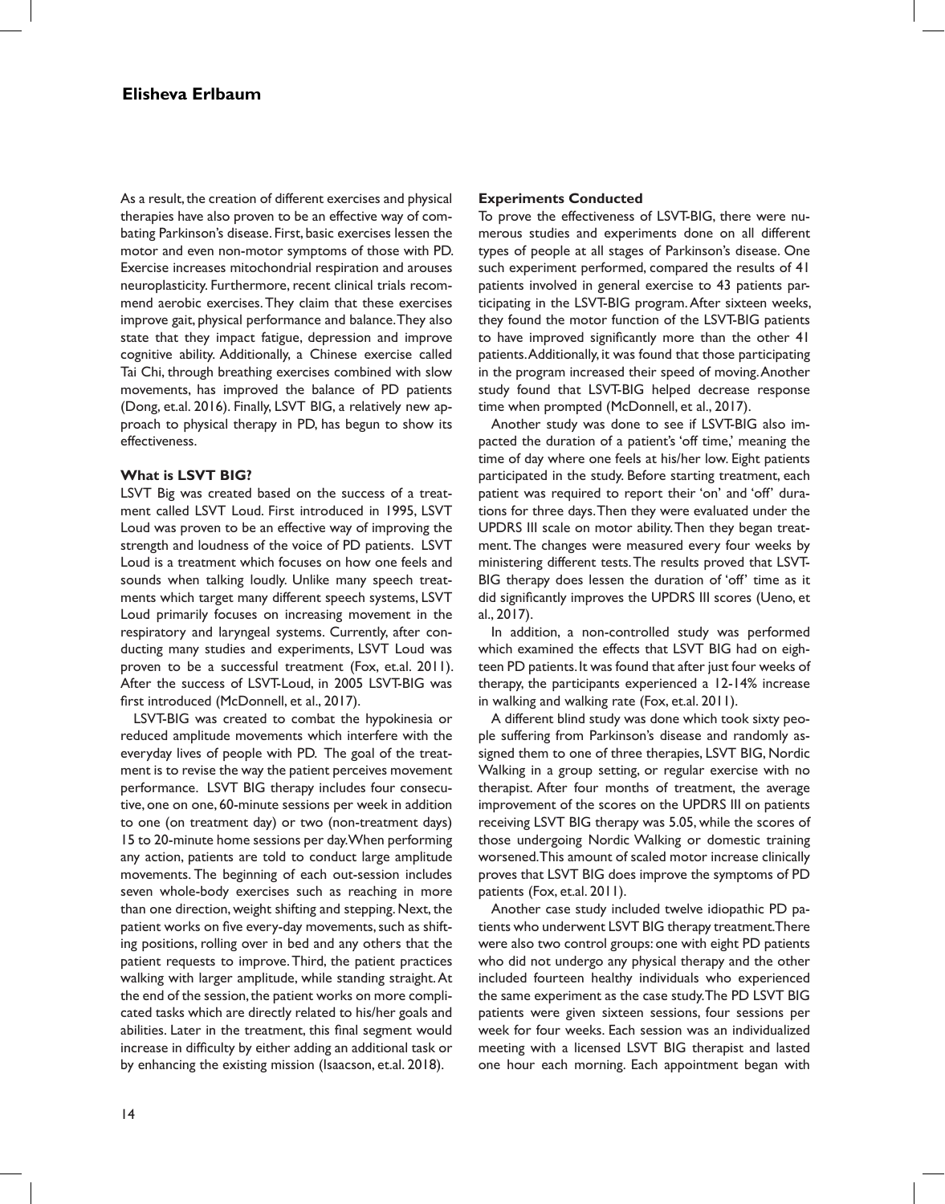As a result, the creation of different exercises and physical therapies have also proven to be an effective way of combating Parkinson's disease. First, basic exercises lessen the motor and even non-motor symptoms of those with PD. Exercise increases mitochondrial respiration and arouses neuroplasticity. Furthermore, recent clinical trials recommend aerobic exercises. They claim that these exercises improve gait, physical performance and balance. They also state that they impact fatigue, depression and improve cognitive ability. Additionally, a Chinese exercise called Tai Chi, through breathing exercises combined with slow movements, has improved the balance of PD patients (Dong, et.al. 2016). Finally, LSVT BIG, a relatively new approach to physical therapy in PD, has begun to show its effectiveness.

**What is LSVT BIG?**

LSVT Big was created based on the success of a treatment called LSVT Loud. First introduced in 1995, LSVT Loud was proven to be an effective way of improving the strength and loudness of the voice of PD patients. LSVT Loud is a treatment which focuses on how one feels and sounds when talking loudly. Unlike many speech treatments which target many different speech systems, LSVT Loud primarily focuses on increasing movement in the respiratory and laryngeal systems. Currently, after conducting many studies and experiments, LSVT Loud was proven to be a successful treatment (Fox, et.al. 2011). After the success of LSVT-Loud, in 2005 LSVT-BIG was first introduced (McDonnell, et al., 2017).

LSVT-BIG was created to combat the hypokinesia or reduced amplitude movements which interfere with the everyday lives of people with PD. The goal of the treatment is to revise the way the patient perceives movement performance. LSVT BIG therapy includes four consecutive, one on one, 60-minute sessions per week in addition to one (on treatment day) or two (non-treatment days) 15 to 20-minute home sessions per day. When performing any action, patients are told to conduct large amplitude movements. The beginning of each out-session includes seven whole-body exercises such as reaching in more than one direction, weight shifting and stepping. Next, the patient works on five every-day movements, such as shifting positions, rolling over in bed and any others that the patient requests to improve. Third, the patient practices walking with larger amplitude, while standing straight. At the end of the session, the patient works on more complicated tasks which are directly related to his/her goals and abilities. Later in the treatment, this final segment would increase in difficulty by either adding an additional task or by enhancing the existing mission (Isaacson, et.al. 2018).

**Experiments Conducted**

To prove the effectiveness of LSVT-BIG, there were numerous studies and experiments done on all different types of people at all stages of Parkinson's disease. One such experiment performed, compared the results of 41 patients involved in general exercise to 43 patients participating in the LSVT-BIG program. After sixteen weeks, they found the motor function of the LSVT-BIG patients to have improved significantly more than the other 41 patients. Additionally, it was found that those participating in the program increased their speed of moving. Another study found that LSVT-BIG helped decrease response time when prompted (McDonnell, et al., 2017).

Another study was done to see if LSVT-BIG also impacted the duration of a patient's 'off time,' meaning the time of day where one feels at his/her low. Eight patients participated in the study. Before starting treatment, each patient was required to report their 'on' and 'off' durations for three days. Then they were evaluated under the UPDRS III scale on motor ability. Then they began treatment. The changes were measured every four weeks by ministering different tests. The results proved that LSVT-BIG therapy does lessen the duration of 'off' time as it did significantly improves the UPDRS III scores (Ueno, et al., 2017).

In addition, a non-controlled study was performed which examined the effects that LSVT BIG had on eighteen PD patients. It was found that after just four weeks of therapy, the participants experienced a 12-14% increase in walking and walking rate (Fox, et.al. 2011).

A different blind study was done which took sixty people suffering from Parkinson's disease and randomly assigned them to one of three therapies, LSVT BIG, Nordic Walking in a group setting, or regular exercise with no therapist. After four months of treatment, the average improvement of the scores on the UPDRS III on patients receiving LSVT BIG therapy was 5.05, while the scores of those undergoing Nordic Walking or domestic training worsened. This amount of scaled motor increase clinically proves that LSVT BIG does improve the symptoms of PD patients (Fox, et.al. 2011).

Another case study included twelve idiopathic PD patients who underwent LSVT BIG therapy treatment. There were also two control groups: one with eight PD patients who did not undergo any physical therapy and the other included fourteen healthy individuals who experienced the same experiment as the case study. The PD LSVT BIG patients were given sixteen sessions, four sessions per week for four weeks. Each session was an individualized meeting with a licensed LSVT BIG therapist and lasted one hour each morning. Each appointment began with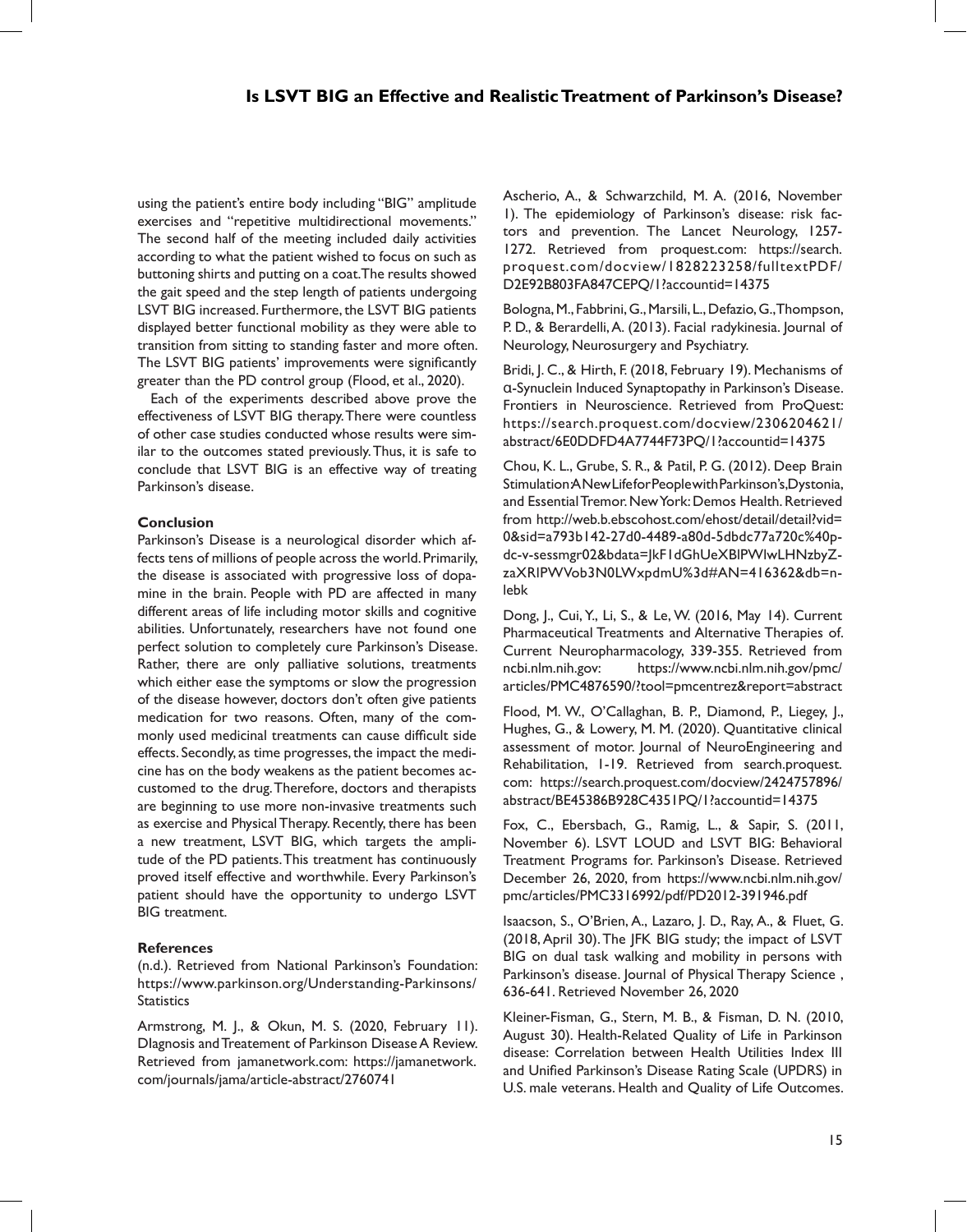using the patient's entire body including "BIG" amplitude exercises and "repetitive multidirectional movements." The second half of the meeting included daily activities according to what the patient wished to focus on such as buttoning shirts and putting on a coat. The results showed the gait speed and the step length of patients undergoing LSVT BIG increased. Furthermore, the LSVT BIG patients displayed better functional mobility as they were able to transition from sitting to standing faster and more often. The LSVT BIG patients' improvements were significantly greater than the PD control group (Flood, et al., 2020).

Each of the experiments described above prove the effectiveness of LSVT BIG therapy. There were countless of other case studies conducted whose results were similar to the outcomes stated previously. Thus, it is safe to conclude that LSVT BIG is an effective way of treating Parkinson's disease.

**Conclusion**

Parkinson's Disease is a neurological disorder which affects tens of millions of people across the world. Primarily, the disease is associated with progressive loss of dopamine in the brain. People with PD are affected in many different areas of life including motor skills and cognitive abilities. Unfortunately, researchers have not found one perfect solution to completely cure Parkinson's Disease. Rather, there are only palliative solutions, treatments which either ease the symptoms or slow the progression of the disease however, doctors don't often give patients medication for two reasons. Often, many of the commonly used medicinal treatments can cause difficult side effects. Secondly, as time progresses, the impact the medicine has on the body weakens as the patient becomes accustomed to the drug. Therefore, doctors and therapists are beginning to use more non-invasive treatments such as exercise and Physical Therapy. Recently, there has been a new treatment, LSVT BIG, which targets the amplitude of the PD patients. This treatment has continuously proved itself effective and worthwhile. Every Parkinson's patient should have the opportunity to undergo LSVT BIG treatment.

**References**

(n.d.). Retrieved from National Parkinson's Foundation: https://www.parkinson.org/Understanding-Parkinsons/Statistics

Armstrong, M. J., & Okun, M. S. (2020, February 11). DIagnosis and Treatement of Parkinson Disease A Review. Retrieved from jamanetwork.com: https://jamanetwork.com/journals/jama/article-abstract/2760741

Ascherio, A., & Schwarzchild, M. A. (2016, November 1). The epidemiology of Parkinson's disease: risk factors and prevention. The Lancet Neurology, 1257-1272. Retrieved from proquest.com: https://search.proquest.com/docview/1828223258/fulltextPDF/D2E92B803FA847CEPQ/1?accountid=14375

Bologna, M., Fabbrini, G., Marsili, L., Defazio, G., Thompson, P. D., & Berardelli, A. (2013). Facial radykinesia. Journal of Neurology, Neurosurgery and Psychiatry.

Bridi, J. C., & Hirth, F. (2018, February 19). Mechanisms of α-Synuclein Induced Synaptopathy in Parkinson's Disease. Frontiers in Neuroscience. Retrieved from ProQuest: https://search.proquest.com/docview/2306204621/abstract/6E0DDFD4A7744F73PQ/1?accountid=14375

Chou, K. L., Grube, S. R., & Patil, P. G. (2012). Deep Brain Stimulation:A New Life for People with Parkinson's, Dystonia, and Essential Tremor. New York: Demos Health. Retrieved from http://web.b.ebscohost.com/ehost/detail/detail?vid=0&sid=a793b142-27d0-4489-a80d-5dbdc77a720c%40pdc-v-sessmgr02&bdata=JkF1dGhUeXBlPWlwLHNzbyZzaXRlPWVob3N0LWxpdmU%3d#AN=416362&db=nlebk

Dong, J., Cui, Y., Li, S., & Le, W. (2016, May 14). Current Pharmaceutical Treatments and Alternative Therapies of. Current Neuropharmacology, 339-355. Retrieved from ncbi.nlm.nih.gov: https://www.ncbi.nlm.nih.gov/pmc/articles/PMC4876590/?tool=pmcentrez&report=abstract

Flood, M. W., O'Callaghan, B. P., Diamond, P., Liegey, J., Hughes, G., & Lowery, M. M. (2020). Quantitative clinical assessment of motor. Journal of NeuroEngineering and Rehabilitation, 1-19. Retrieved from search.proquest.com: https://search.proquest.com/docview/2424757896/abstract/BE45386B928C4351PQ/1?accountid=14375

Fox, C., Ebersbach, G., Ramig, L., & Sapir, S. (2011, November 6). LSVT LOUD and LSVT BIG: Behavioral Treatment Programs for. Parkinson's Disease. Retrieved December 26, 2020, from https://www.ncbi.nlm.nih.gov/pmc/articles/PMC3316992/pdf/PD2012-391946.pdf

Isaacson, S., O'Brien, A., Lazaro, J. D., Ray, A., & Fluet, G. (2018, April 30). The JFK BIG study; the impact of LSVT BIG on dual task walking and mobility in persons with Parkinson's disease. Journal of Physical Therapy Science , 636-641. Retrieved November 26, 2020

Kleiner-Fisman, G., Stern, M. B., & Fisman, D. N. (2010, August 30). Health-Related Quality of Life in Parkinson disease: Correlation between Health Utilities Index III and Unified Parkinson's Disease Rating Scale (UPDRS) in U.S. male veterans. Health and Quality of Life Outcomes.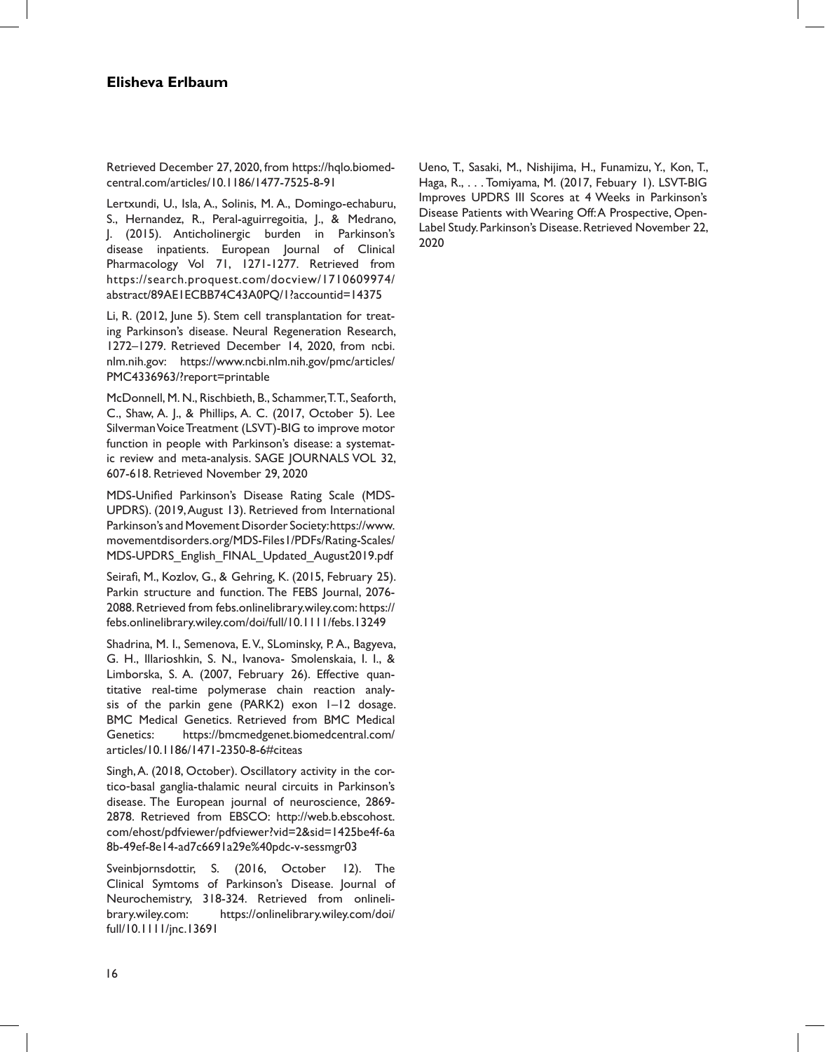Retrieved December 27, 2020, from https://hqlo.biomedcentral.com/articles/10.1186/1477-7525-8-91

Lertxundi, U., Isla, A., Solinis, M. A., Domingo-echaburu, S., Hernandez, R., Peral-aguirregoitia, J., & Medrano, J. (2015). Anticholinergic burden in Parkinson's disease inpatients. European Journal of Clinical Pharmacology Vol 71, 1271-1277. Retrieved from https://search.proquest.com/docview/1710609974/abstract/89AE1ECBB74C43A0PQ/1?accountid=14375

Li, R. (2012, June 5). Stem cell transplantation for treating Parkinson's disease. Neural Regeneration Research, 1272–1279. Retrieved December 14, 2020, from ncbi.nlm.nih.gov: https://www.ncbi.nlm.nih.gov/pmc/articles/PMC4336963/?report=printable

McDonnell, M. N., Rischbieth, B., Schammer, T. T., Seaforth, C., Shaw, A. J., & Phillips, A. C. (2017, October 5). Lee Silverman Voice Treatment (LSVT)-BIG to improve motor function in people with Parkinson's disease: a systematic review and meta-analysis. SAGE JOURNALS VOL 32, 607-618. Retrieved November 29, 2020

MDS-Unified Parkinson's Disease Rating Scale (MDS-UPDRS). (2019, August 13). Retrieved from International Parkinson's and Movement Disorder Society: https://www.movementdisorders.org/MDS-Files1/PDFs/Rating-Scales/MDS-UPDRS_English_FINAL_Updated_August2019.pdf

Seirafi, M., Kozlov, G., & Gehring, K. (2015, February 25). Parkin structure and function. The FEBS Journal, 2076-2088. Retrieved from febs.onlinelibrary.wiley.com: https://febs.onlinelibrary.wiley.com/doi/full/10.1111/febs.13249

Shadrina, M. I., Semenova, E. V., SLominsky, P. A., Bagyeva, G. H., Illarioshkin, S. N., Ivanova- Smolenskaia, I. I., & Limborska, S. A. (2007, February 26). Effective quantitative real-time polymerase chain reaction analysis of the parkin gene (PARK2) exon 1–12 dosage. BMC Medical Genetics. Retrieved from BMC Medical Genetics: https://bmcmedgenet.biomedcentral.com/articles/10.1186/1471-2350-8-6#citeas

Singh, A. (2018, October). Oscillatory activity in the cortico-basal ganglia-thalamic neural circuits in Parkinson's disease. The European journal of neuroscience, 2869-2878. Retrieved from EBSCO: http://web.b.ebscohost.com/ehost/pdfviewer/pdfviewer?vid=2&sid=1425be4f-6a8b-49ef-8e14-ad7c6691a29e%40pdc-v-sessmgr03

Sveinbjornsdottir, S. (2016, October 12). The Clinical Symtoms of Parkinson's Disease. Journal of Neurochemistry, 318-324. Retrieved from onlinelibrary.wiley.com: https://onlinelibrary.wiley.com/doi/full/10.1111/jnc.13691

Ueno, T., Sasaki, M., Nishijima, H., Funamizu, Y., Kon, T., Haga, R., . . . Tomiyama, M. (2017, Febuary 1). LSVT-BIG Improves UPDRS III Scores at 4 Weeks in Parkinson's Disease Patients with Wearing Off: A Prospective, Open-Label Study. Parkinson's Disease. Retrieved November 22, 2020